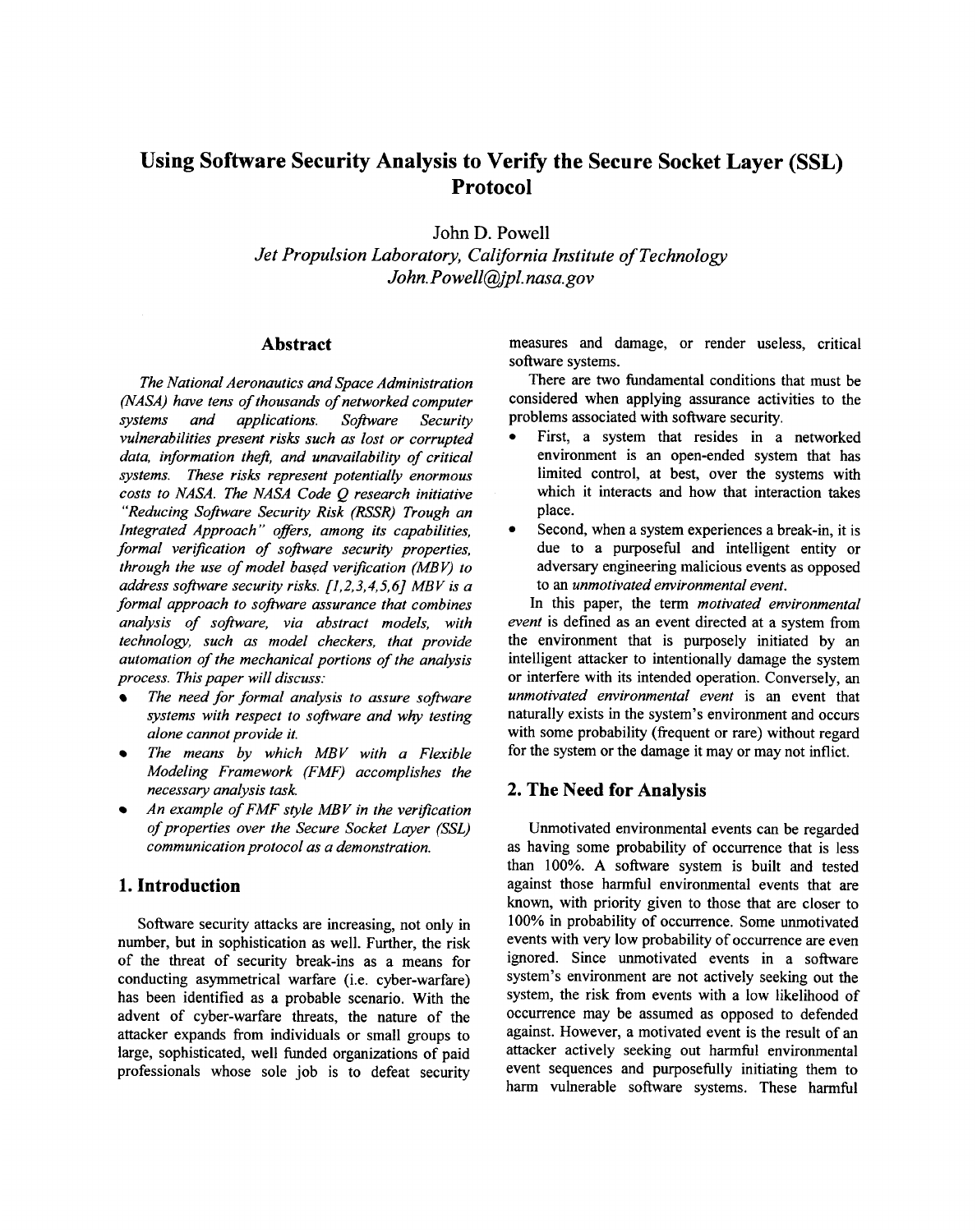# Using Software Security Analysis to Verify the Secure Socket Layer (SSL) Protocol

John D. Powell

*Jet Propulsion Laboratory, California Institute of Technology*
*John.Powell@jpl.nasa.gov*

## Abstract

*The National Aeronautics and Space Administration (NASA) have tens of thousands of networked computer systems and applications. Software Security vulnerabilities present risks such as lost or corrupted data, information theft, and unavailability of critical systems. These risks represent potentially enormous costs to NASA. The NASA Code Q research initiative "Reducing Software Security Risk (RSSR) Trough an Integrated Approach" offers, among its capabilities, formal verification of software security properties, through the use of model based verification (MBV) to address software security risks. [1,2,3,4,5,6] MBV is a formal approach to software assurance that combines analysis of software, via abstract models, with technology, such as model checkers, that provide automation of the mechanical portions of the analysis process. This paper will discuss:*

- *The need for formal analysis to assure software systems with respect to software and why testing alone cannot provide it.*
- *The means by which MBV with a Flexible Modeling Framework (FMF) accomplishes the necessary analysis task.*
- *An example of FMF style MBV in the verification of properties over the Secure Socket Layer (SSL) communication protocol as a demonstration.*

## 1. Introduction

Software security attacks are increasing, not only in number, but in sophistication as well. Further, the risk of the threat of security break-ins as a means for conducting asymmetrical warfare (i.e. cyber-warfare) has been identified as a probable scenario. With the advent of cyber-warfare threats, the nature of the attacker expands from individuals or small groups to large, sophisticated, well funded organizations of paid professionals whose sole job is to defeat security measures and damage, or render useless, critical software systems.

There are two fundamental conditions that must be considered when applying assurance activities to the problems associated with software security.

- First, a system that resides in a networked environment is an open-ended system that has limited control, at best, over the systems with which it interacts and how that interaction takes place.
- Second, when a system experiences a break-in, it is due to a purposeful and intelligent entity or adversary engineering malicious events as opposed to an *unmotivated environmental event*.

In this paper, the term *motivated environmental event* is defined as an event directed at a system from the environment that is purposely initiated by an intelligent attacker to intentionally damage the system or interfere with its intended operation. Conversely, an *unmotivated environmental event* is an event that naturally exists in the system's environment and occurs with some probability (frequent or rare) without regard for the system or the damage it may or may not inflict.

## 2. The Need for Analysis

Unmotivated environmental events can be regarded as having some probability of occurrence that is less than 100%. A software system is built and tested against those harmful environmental events that are known, with priority given to those that are closer to 100% in probability of occurrence. Some unmotivated events with very low probability of occurrence are even ignored. Since unmotivated events in a software system's environment are not actively seeking out the system, the risk from events with a low likelihood of occurrence may be assumed as opposed to defended against. However, a motivated event is the result of an attacker actively seeking out harmful environmental event sequences and purposefully initiating them to harm vulnerable software systems. These harmful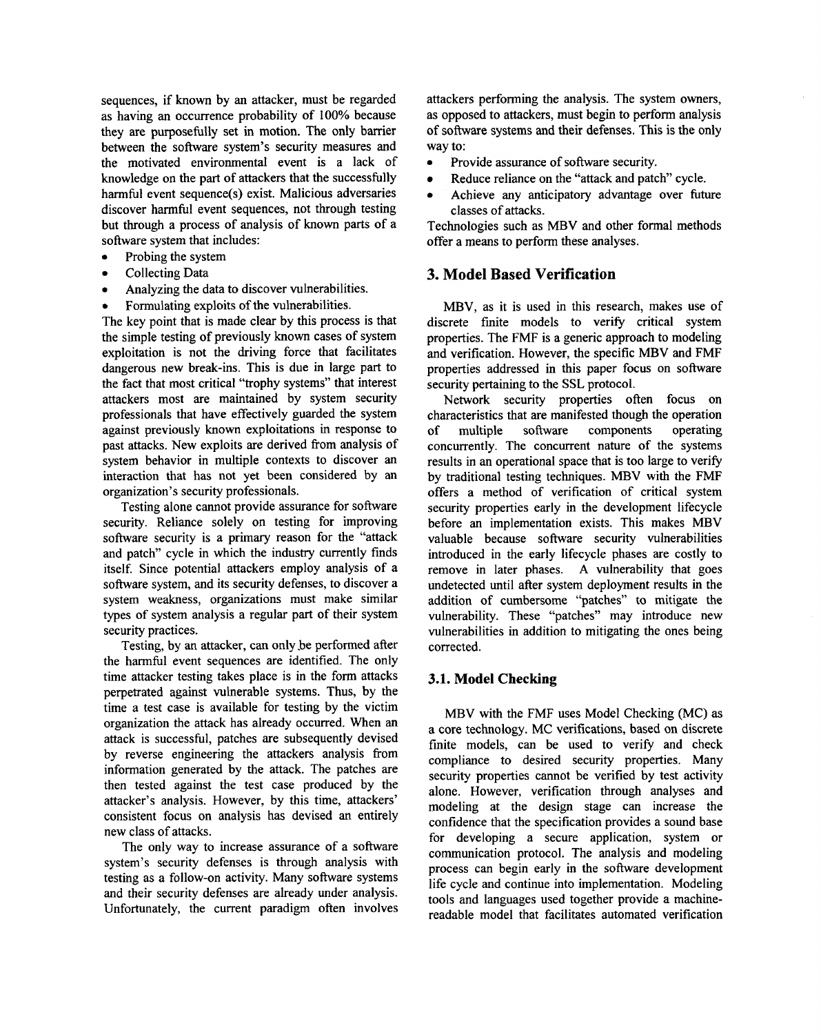sequences, if known by an attacker, must be regarded as having an occurrence probability of 100% because they are purposefully set in motion. The only barrier between the software system's security measures and the motivated environmental event is a lack of knowledge on the part of attackers that the successfully harmful event sequence(s) exist. Malicious adversaries discover harmful event sequences, not through testing but through a process of analysis of known parts of a software system that includes:

- Probing the system
- Collecting Data
- Analyzing the data to discover vulnerabilities.
- Formulating exploits of the vulnerabilities.

The key point that is made clear by this process is that the simple testing of previously known cases of system exploitation is not the driving force that facilitates dangerous new break-ins. This is due in large part to the fact that most critical "trophy systems" that interest attackers most are maintained by system security professionals that have effectively guarded the system against previously known exploitations in response to past attacks. New exploits are derived from analysis of system behavior in multiple contexts to discover an interaction that has not yet been considered by an organization's security professionals.

Testing alone cannot provide assurance for software security. Reliance solely on testing for improving software security is a primary reason for the "attack and patch" cycle in which the industry currently finds itself. Since potential attackers employ analysis of a software system, and its security defenses, to discover a system weakness, organizations must make similar types of system analysis a regular part of their system security practices.

Testing, by an attacker, can only be performed after the harmful event sequences are identified. The only time attacker testing takes place is in the form attacks perpetrated against vulnerable systems. Thus, by the time a test case is available for testing by the victim organization the attack has already occurred. When an attack is successful, patches are subsequently devised by reverse engineering the attackers analysis from information generated by the attack. The patches are then tested against the test case produced by the attacker's analysis. However, by this time, attackers' consistent focus on analysis has devised an entirely new class of attacks.

The only way to increase assurance of a software system's security defenses is through analysis with testing as a follow-on activity. Many software systems and their security defenses are already under analysis. Unfortunately, the current paradigm often involves attackers performing the analysis. The system owners, as opposed to attackers, must begin to perform analysis of software systems and their defenses. This is the only way to:

- Provide assurance of software security.
- Reduce reliance on the "attack and patch" cycle.
- Achieve any anticipatory advantage over future classes of attacks.

Technologies such as MBV and other formal methods offer a means to perform these analyses.

## 3. Model Based Verification

MBV, as it is used in this research, makes use of discrete finite models to verify critical system properties. The FMF is a generic approach to modeling and verification. However, the specific MBV and FMF properties addressed in this paper focus on software security pertaining to the SSL protocol.

Network security properties often focus on characteristics that are manifested though the operation of multiple software components operating concurrently. The concurrent nature of the systems results in an operational space that is too large to verify by traditional testing techniques. MBV with the FMF offers a method of verification of critical system security properties early in the development lifecycle before an implementation exists. This makes MBV valuable because software security vulnerabilities introduced in the early lifecycle phases are costly to remove in later phases. A vulnerability that goes undetected until after system deployment results in the addition of cumbersome "patches" to mitigate the vulnerability. These "patches" may introduce new vulnerabilities in addition to mitigating the ones being corrected.

### 3.1. Model Checking

MBV with the FMF uses Model Checking (MC) as a core technology. MC verifications, based on discrete finite models, can be used to verify and check compliance to desired security properties. Many security properties cannot be verified by test activity alone. However, verification through analyses and modeling at the design stage can increase the confidence that the specification provides a sound base for developing a secure application, system or communication protocol. The analysis and modeling process can begin early in the software development life cycle and continue into implementation. Modeling tools and languages used together provide a machine-readable model that facilitates automated verification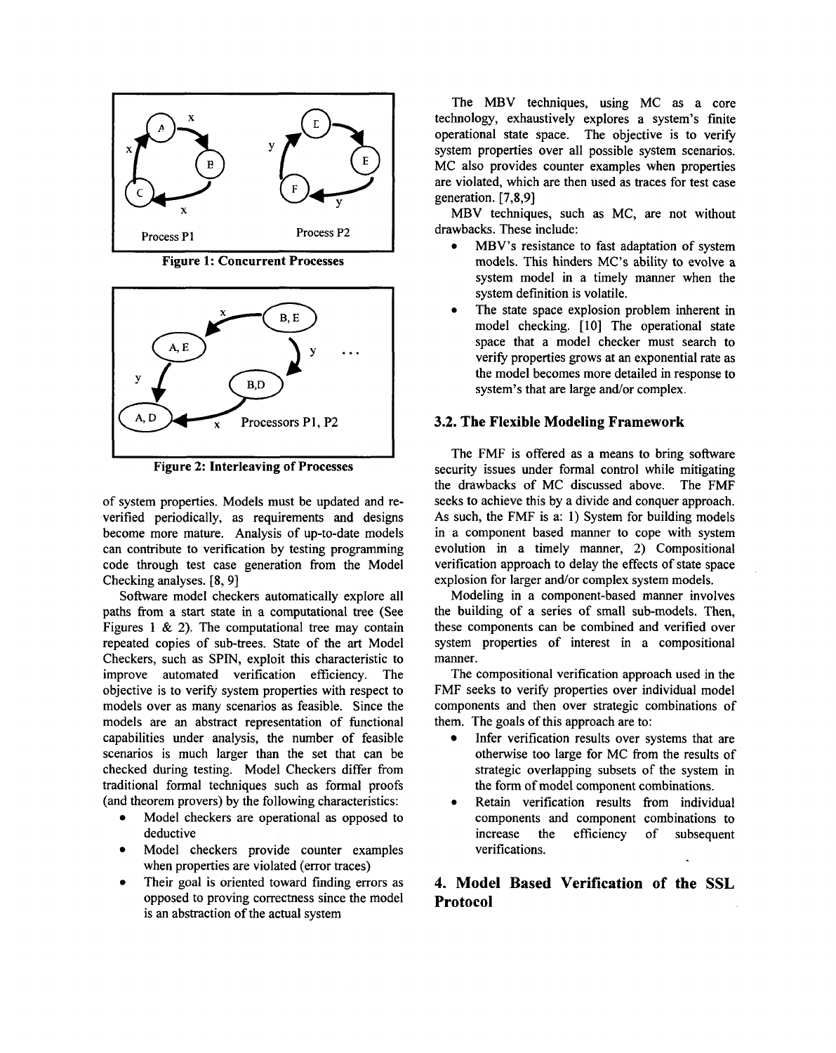Figure 1: Concurrent Processes

Figure 2: Interleaving of Processes

of system properties. Models must be updated and re-verified periodically, as requirements and designs become more mature. Analysis of up-to-date models can contribute to verification by testing programming code through test case generation from the Model Checking analyses. [8, 9]

Software model checkers automatically explore all paths from a start state in a computational tree (See Figures 1 & 2). The computational tree may contain repeated copies of sub-trees. State of the art Model Checkers, such as SPIN, exploit this characteristic to improve automated verification efficiency. The objective is to verify system properties with respect to models over as many scenarios as feasible. Since the models are an abstract representation of functional capabilities under analysis, the number of feasible scenarios is much larger than the set that can be checked during testing. Model Checkers differ from traditional formal techniques such as formal proofs (and theorem provers) by the following characteristics:

- Model checkers are operational as opposed to deductive
- Model checkers provide counter examples when properties are violated (error traces)
- Their goal is oriented toward finding errors as opposed to proving correctness since the model is an abstraction of the actual system

The MBV techniques, using MC as a core technology, exhaustively explores a system's finite operational state space. The objective is to verify system properties over all possible system scenarios. MC also provides counter examples when properties are violated, which are then used as traces for test case generation. [7,8,9]

MBV techniques, such as MC, are not without drawbacks. These include:

- MBV's resistance to fast adaptation of system models. This hinders MC's ability to evolve a system model in a timely manner when the system definition is volatile.
- The state space explosion problem inherent in model checking. [10] The operational state space that a model checker must search to verify properties grows at an exponential rate as the model becomes more detailed in response to system's that are large and/or complex.

### 3.2. The Flexible Modeling Framework

The FMF is offered as a means to bring software security issues under formal control while mitigating the drawbacks of MC discussed above. The FMF seeks to achieve this by a divide and conquer approach. As such, the FMF is a: 1) System for building models in a component based manner to cope with system evolution in a timely manner, 2) Compositional verification approach to delay the effects of state space explosion for larger and/or complex system models.

Modeling in a component-based manner involves the building of a series of small sub-models. Then, these components can be combined and verified over system properties of interest in a compositional manner.

The compositional verification approach used in the FMF seeks to verify properties over individual model components and then over strategic combinations of them. The goals of this approach are to:

- Infer verification results over systems that are otherwise too large for MC from the results of strategic overlapping subsets of the system in the form of model component combinations.
- Retain verification results from individual components and component combinations to increase the efficiency of subsequent verifications.

## 4. Model Based Verification of the SSL Protocol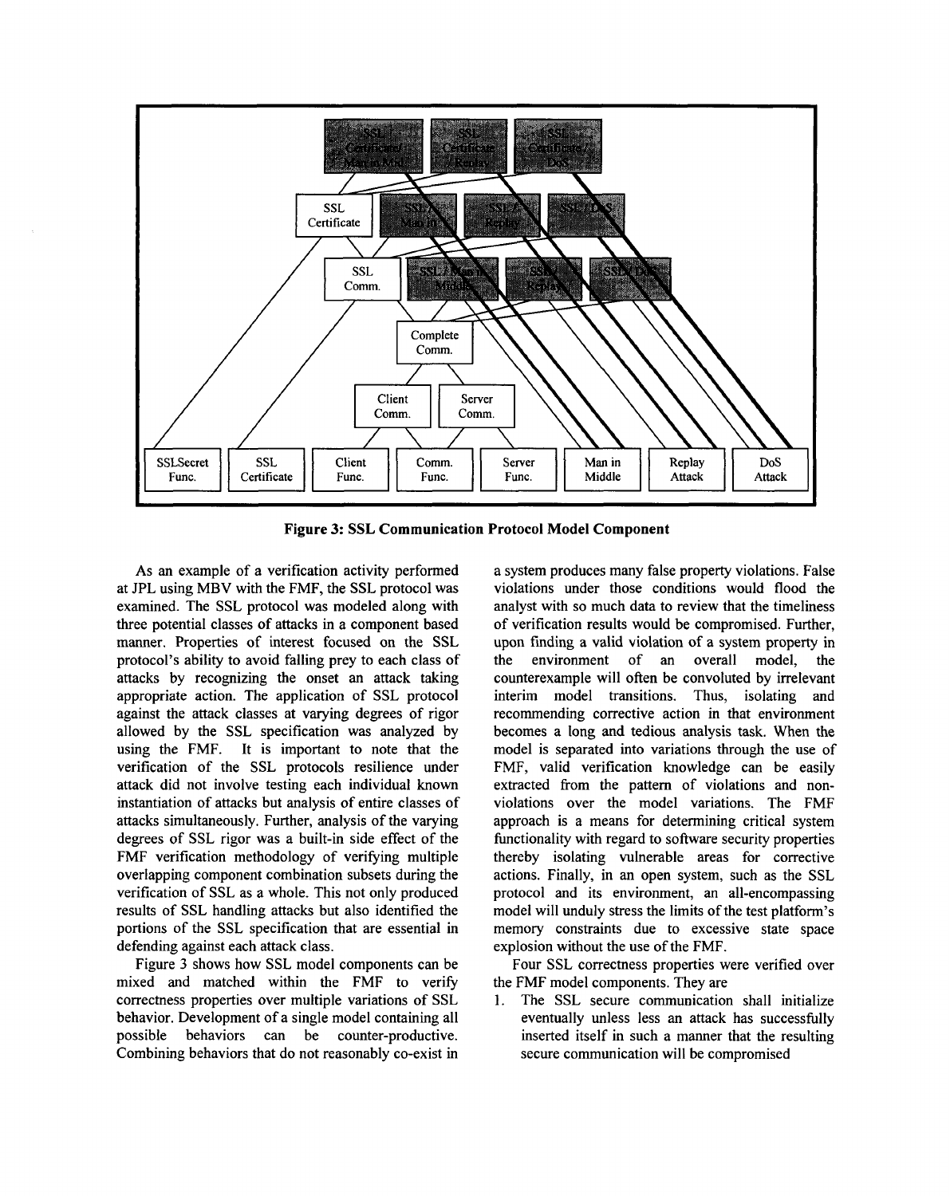**Figure 3: SSL Communication Protocol Model Component**

As an example of a verification activity performed at JPL using MBV with the FMF, the SSL protocol was examined. The SSL protocol was modeled along with three potential classes of attacks in a component based manner. Properties of interest focused on the SSL protocol's ability to avoid falling prey to each class of attacks by recognizing the onset an attack taking appropriate action. The application of SSL protocol against the attack classes at varying degrees of rigor allowed by the SSL specification was analyzed by using the FMF. It is important to note that the verification of the SSL protocols resilience under attack did not involve testing each individual known instantiation of attacks but analysis of entire classes of attacks simultaneously. Further, analysis of the varying degrees of SSL rigor was a built-in side effect of the FMF verification methodology of verifying multiple overlapping component combination subsets during the verification of SSL as a whole. This not only produced results of SSL handling attacks but also identified the portions of the SSL specification that are essential in defending against each attack class.

Figure 3 shows how SSL model components can be mixed and matched within the FMF to verify correctness properties over multiple variations of SSL behavior. Development of a single model containing all possible behaviors can be counter-productive. Combining behaviors that do not reasonably co-exist in a system produces many false property violations. False violations under those conditions would flood the analyst with so much data to review that the timeliness of verification results would be compromised. Further, upon finding a valid violation of a system property in the environment of an overall model, the counterexample will often be convoluted by irrelevant interim model transitions. Thus, isolating and recommending corrective action in that environment becomes a long and tedious analysis task. When the model is separated into variations through the use of FMF, valid verification knowledge can be easily extracted from the pattern of violations and non-violations over the model variations. The FMF approach is a means for determining critical system functionality with regard to software security properties thereby isolating vulnerable areas for corrective actions. Finally, in an open system, such as the SSL protocol and its environment, an all-encompassing model will unduly stress the limits of the test platform's memory constraints due to excessive state space explosion without the use of the FMF.

Four SSL correctness properties were verified over the FMF model components. They are

1. The SSL secure communication shall initialize eventually unless less an attack has successfully inserted itself in such a manner that the resulting secure communication will be compromised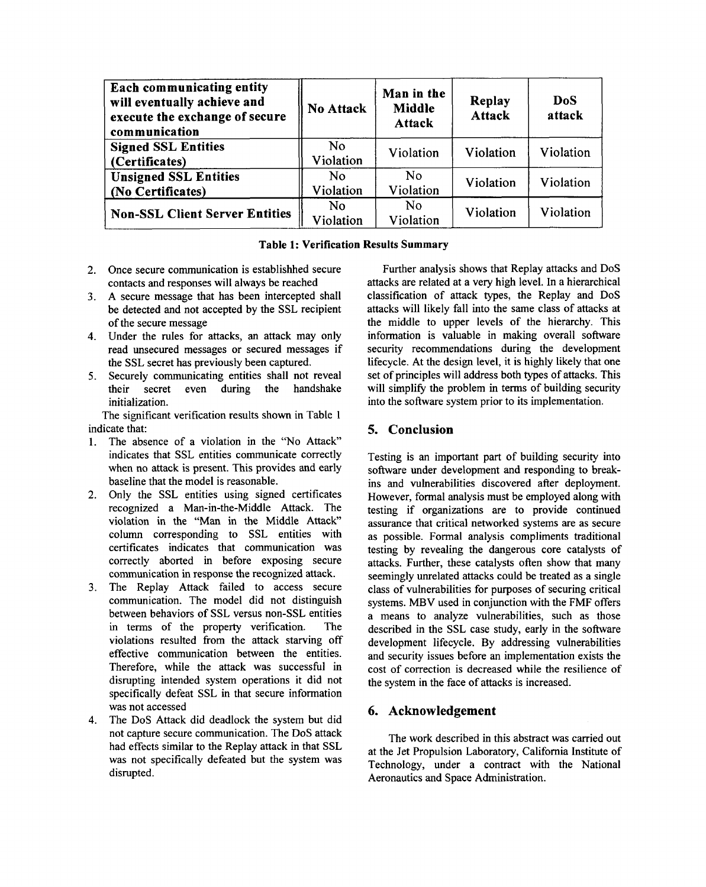| Each communicating entity will eventually achieve and execute the exchange of secure communication | No Attack | Man in the Middle Attack | Replay Attack | DoS attack |
|---|---|---|---|---|
| **Signed SSL Entities (Certificates)** | No Violation | Violation | Violation | Violation |
| **Unsigned SSL Entities (No Certificates)** | No Violation | No Violation | Violation | Violation |
| **Non-SSL Client Server Entities** | No Violation | No Violation | Violation | Violation |

**Table 1: Verification Results Summary**

2. Once secure communication is establishhed secure contacts and responses will always be reached
3. A secure message that has been intercepted shall be detected and not accepted by the SSL recipient of the secure message
4. Under the rules for attacks, an attack may only read unsecured messages or secured messages if the SSL secret has previously been captured.
5. Securely communicating entities shall not reveal their secret even during the handshake initialization.

The significant verification results shown in Table 1 indicate that:

1. The absence of a violation in the "No Attack" indicates that SSL entities communicate correctly when no attack is present. This provides and early baseline that the model is reasonable.
2. Only the SSL entities using signed certificates recognized a Man-in-the-Middle Attack. The violation in the "Man in the Middle Attack" column corresponding to SSL entities with certificates indicates that communication was correctly aborted in before exposing secure communication in response the recognized attack.
3. The Replay Attack failed to access secure communication. The model did not distinguish between behaviors of SSL versus non-SSL entities in terms of the property verification. The violations resulted from the attack starving off effective communication between the entities. Therefore, while the attack was successful in disrupting intended system operations it did not specifically defeat SSL in that secure information was not accessed
4. The DoS Attack did deadlock the system but did not capture secure communication. The DoS attack had effects similar to the Replay attack in that SSL was not specifically defeated but the system was disrupted.

Further analysis shows that Replay attacks and DoS attacks are related at a very high level. In a hierarchical classification of attack types, the Replay and DoS attacks will likely fall into the same class of attacks at the middle to upper levels of the hierarchy. This information is valuable in making overall software security recommendations during the development lifecycle. At the design level, it is highly likely that one set of principles will address both types of attacks. This will simplify the problem in terms of building security into the software system prior to its implementation.

## 5. Conclusion

Testing is an important part of building security into software under development and responding to break-ins and vulnerabilities discovered after deployment. However, formal analysis must be employed along with testing if organizations are to provide continued assurance that critical networked systems are as secure as possible. Formal analysis compliments traditional testing by revealing the dangerous core catalysts of attacks. Further, these catalysts often show that many seemingly unrelated attacks could be treated as a single class of vulnerabilities for purposes of securing critical systems. MBV used in conjunction with the FMF offers a means to analyze vulnerabilities, such as those described in the SSL case study, early in the software development lifecycle. By addressing vulnerabilities and security issues before an implementation exists the cost of correction is decreased while the resilience of the system in the face of attacks is increased.

## 6. Acknowledgement

The work described in this abstract was carried out at the Jet Propulsion Laboratory, California Institute of Technology, under a contract with the National Aeronautics and Space Administration.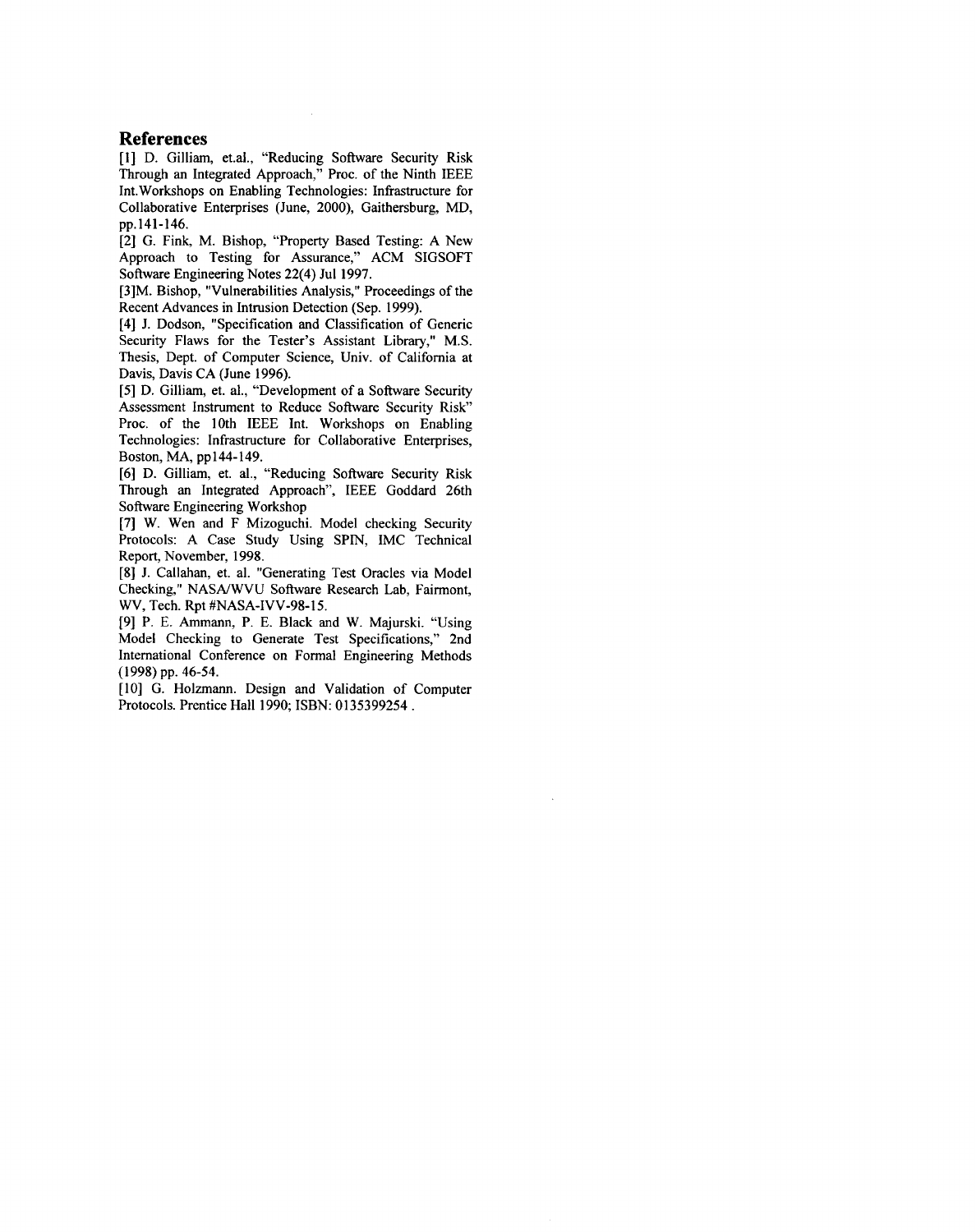## References

[1] D. Gilliam, et.al., "Reducing Software Security Risk Through an Integrated Approach," Proc. of the Ninth IEEE Int.Workshops on Enabling Technologies: Infrastructure for Collaborative Enterprises (June, 2000), Gaithersburg, MD, pp.141-146.

[2] G. Fink, M. Bishop, "Property Based Testing: A New Approach to Testing for Assurance," ACM SIGSOFT Software Engineering Notes 22(4) Jul 1997.

[3]M. Bishop, "Vulnerabilities Analysis," Proceedings of the Recent Advances in Intrusion Detection (Sep. 1999).

[4] J. Dodson, "Specification and Classification of Generic Security Flaws for the Tester's Assistant Library," M.S. Thesis, Dept. of Computer Science, Univ. of California at Davis, Davis CA (June 1996).

[5] D. Gilliam, et. al., "Development of a Software Security Assessment Instrument to Reduce Software Security Risk" Proc. of the 10th IEEE Int. Workshops on Enabling Technologies: Infrastructure for Collaborative Enterprises, Boston, MA, pp144-149.

[6] D. Gilliam, et. al., "Reducing Software Security Risk Through an Integrated Approach", IEEE Goddard 26th Software Engineering Workshop

[7] W. Wen and F Mizoguchi. Model checking Security Protocols: A Case Study Using SPIN, IMC Technical Report, November, 1998.

[8] J. Callahan, et. al. "Generating Test Oracles via Model Checking," NASA/WVU Software Research Lab, Fairmont, WV, Tech. Rpt #NASA-IVV-98-15.

[9] P. E. Ammann, P. E. Black and W. Majurski. "Using Model Checking to Generate Test Specifications," 2nd International Conference on Formal Engineering Methods (1998) pp. 46-54.

[10] G. Holzmann. Design and Validation of Computer Protocols. Prentice Hall 1990; ISBN: 0135399254 .